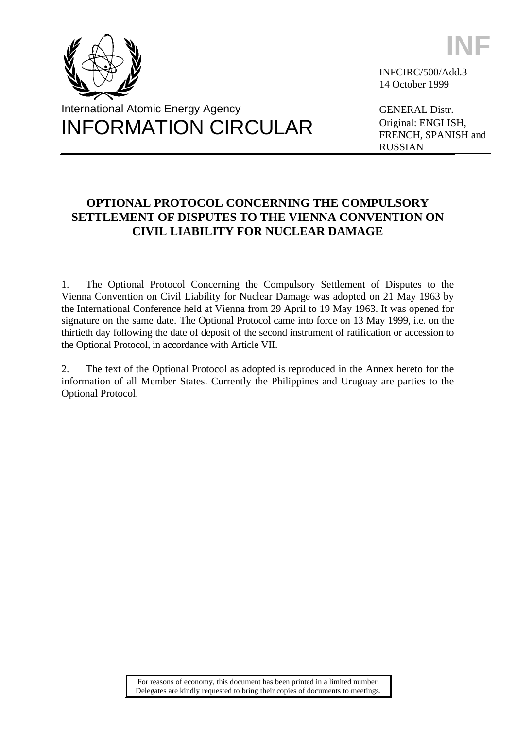International Atomic Energy Agency

# INFORMATION CIRCULAR

INF

INFCIRC/500/Add.3
14 October 1999

GENERAL Distr.
Original: ENGLISH, FRENCH, SPANISH and RUSSIAN

## OPTIONAL PROTOCOL CONCERNING THE COMPULSORY SETTLEMENT OF DISPUTES TO THE VIENNA CONVENTION ON CIVIL LIABILITY FOR NUCLEAR DAMAGE

1. The Optional Protocol Concerning the Compulsory Settlement of Disputes to the Vienna Convention on Civil Liability for Nuclear Damage was adopted on 21 May 1963 by the International Conference held at Vienna from 29 April to 19 May 1963. It was opened for signature on the same date. The Optional Protocol came into force on 13 May 1999, i.e. on the thirtieth day following the date of deposit of the second instrument of ratification or accession to the Optional Protocol, in accordance with Article VII.

2. The text of the Optional Protocol as adopted is reproduced in the Annex hereto for the information of all Member States. Currently the Philippines and Uruguay are parties to the Optional Protocol.

For reasons of economy, this document has been printed in a limited number. Delegates are kindly requested to bring their copies of documents to meetings.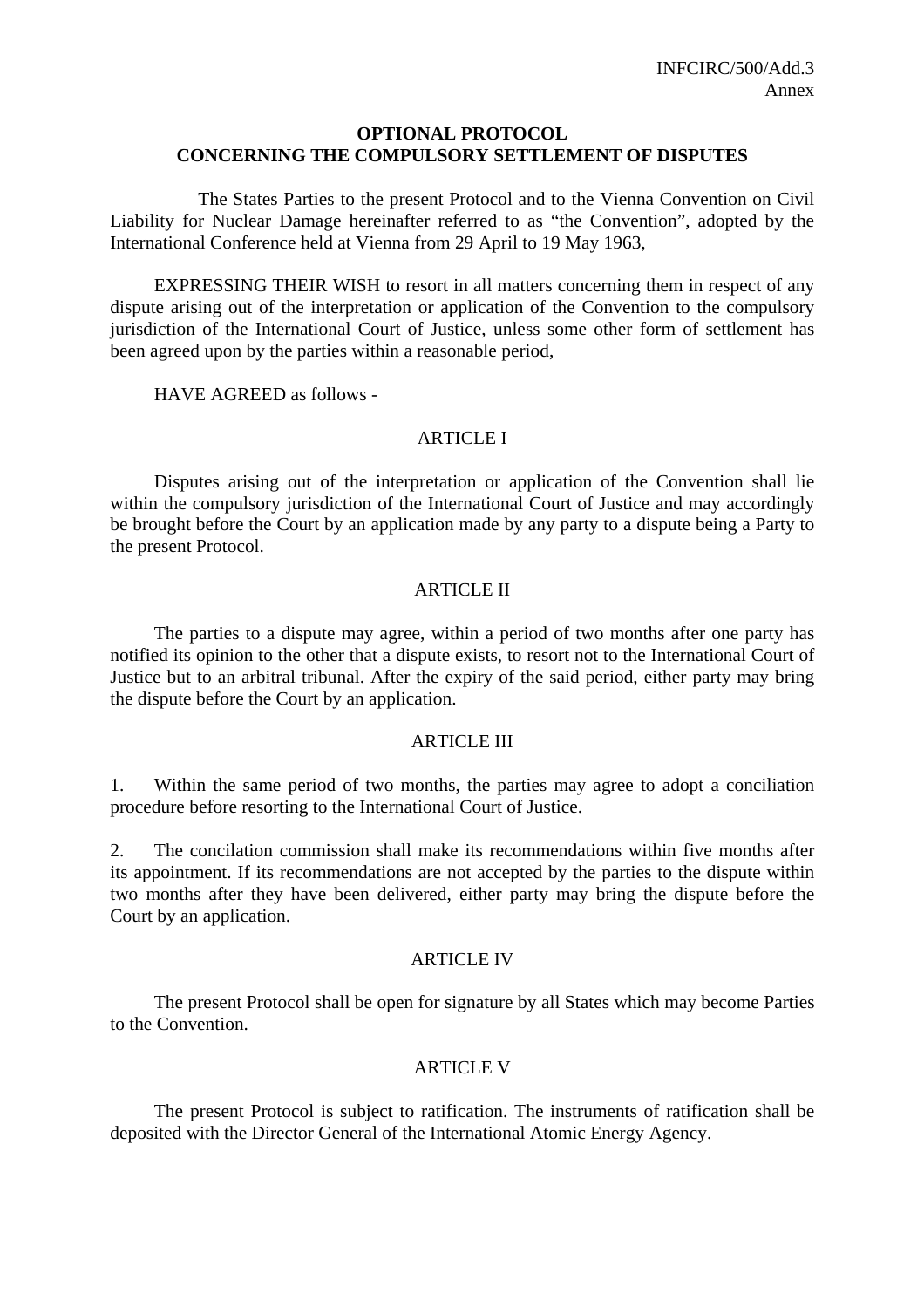INFCIRC/500/Add.3
Annex

# OPTIONAL PROTOCOL
# CONCERNING THE COMPULSORY SETTLEMENT OF DISPUTES

The States Parties to the present Protocol and to the Vienna Convention on Civil Liability for Nuclear Damage hereinafter referred to as "the Convention", adopted by the International Conference held at Vienna from 29 April to 19 May 1963,

EXPRESSING THEIR WISH to resort in all matters concerning them in respect of any dispute arising out of the interpretation or application of the Convention to the compulsory jurisdiction of the International Court of Justice, unless some other form of settlement has been agreed upon by the parties within a reasonable period,

HAVE AGREED as follows -

## ARTICLE I

Disputes arising out of the interpretation or application of the Convention shall lie within the compulsory jurisdiction of the International Court of Justice and may accordingly be brought before the Court by an application made by any party to a dispute being a Party to the present Protocol.

## ARTICLE II

The parties to a dispute may agree, within a period of two months after one party has notified its opinion to the other that a dispute exists, to resort not to the International Court of Justice but to an arbitral tribunal. After the expiry of the said period, either party may bring the dispute before the Court by an application.

## ARTICLE III

1. Within the same period of two months, the parties may agree to adopt a conciliation procedure before resorting to the International Court of Justice.

2. The concilation commission shall make its recommendations within five months after its appointment. If its recommendations are not accepted by the parties to the dispute within two months after they have been delivered, either party may bring the dispute before the Court by an application.

## ARTICLE IV

The present Protocol shall be open for signature by all States which may become Parties to the Convention.

## ARTICLE V

The present Protocol is subject to ratification. The instruments of ratification shall be deposited with the Director General of the International Atomic Energy Agency.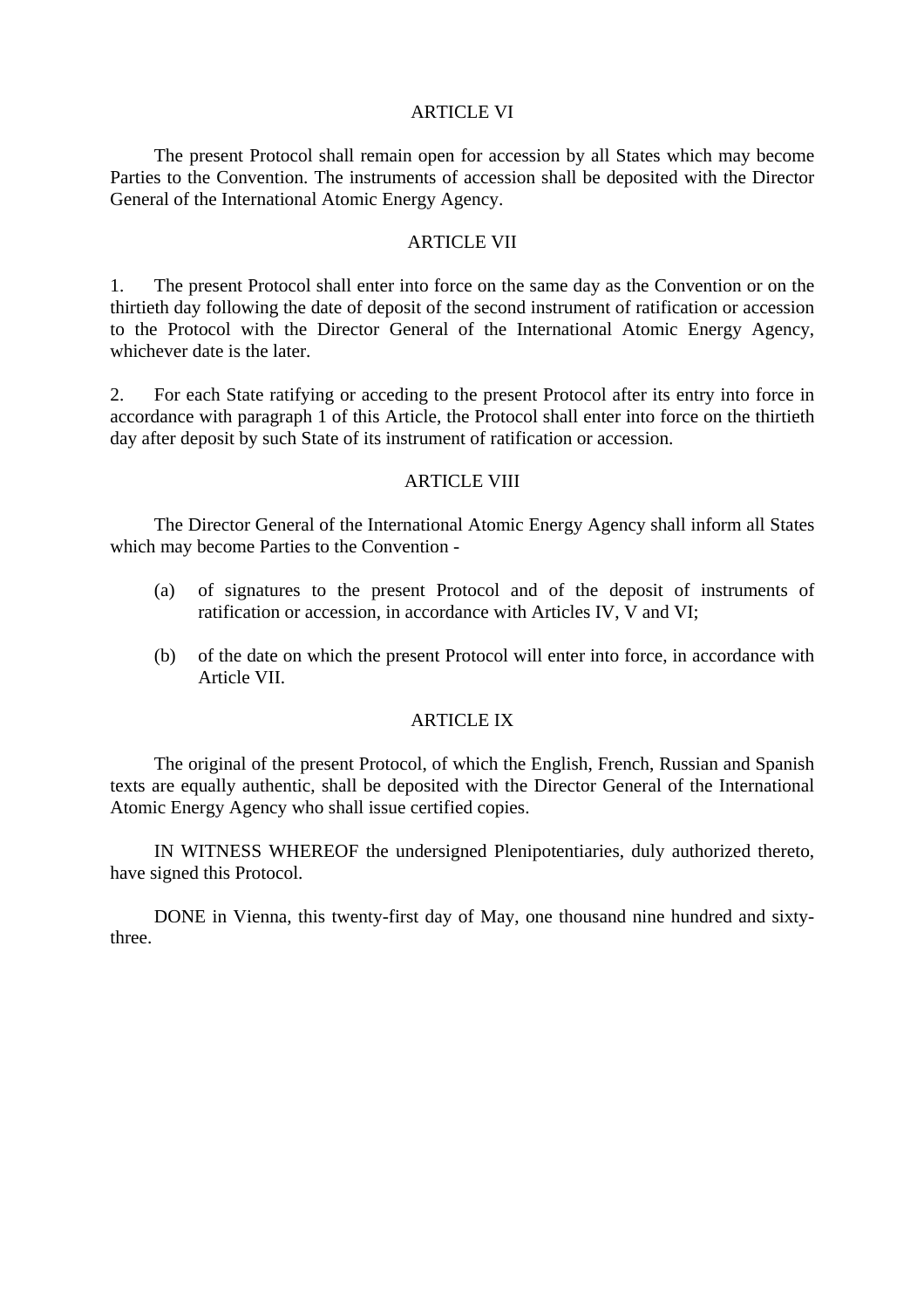## ARTICLE VI

The present Protocol shall remain open for accession by all States which may become Parties to the Convention. The instruments of accession shall be deposited with the Director General of the International Atomic Energy Agency.

## ARTICLE VII

1. The present Protocol shall enter into force on the same day as the Convention or on the thirtieth day following the date of deposit of the second instrument of ratification or accession to the Protocol with the Director General of the International Atomic Energy Agency, whichever date is the later.

2. For each State ratifying or acceding to the present Protocol after its entry into force in accordance with paragraph 1 of this Article, the Protocol shall enter into force on the thirtieth day after deposit by such State of its instrument of ratification or accession.

## ARTICLE VIII

The Director General of the International Atomic Energy Agency shall inform all States which may become Parties to the Convention -

(a) of signatures to the present Protocol and of the deposit of instruments of ratification or accession, in accordance with Articles IV, V and VI;

(b) of the date on which the present Protocol will enter into force, in accordance with Article VII.

## ARTICLE IX

The original of the present Protocol, of which the English, French, Russian and Spanish texts are equally authentic, shall be deposited with the Director General of the International Atomic Energy Agency who shall issue certified copies.

IN WITNESS WHEREOF the undersigned Plenipotentiaries, duly authorized thereto, have signed this Protocol.

DONE in Vienna, this twenty-first day of May, one thousand nine hundred and sixty-three.